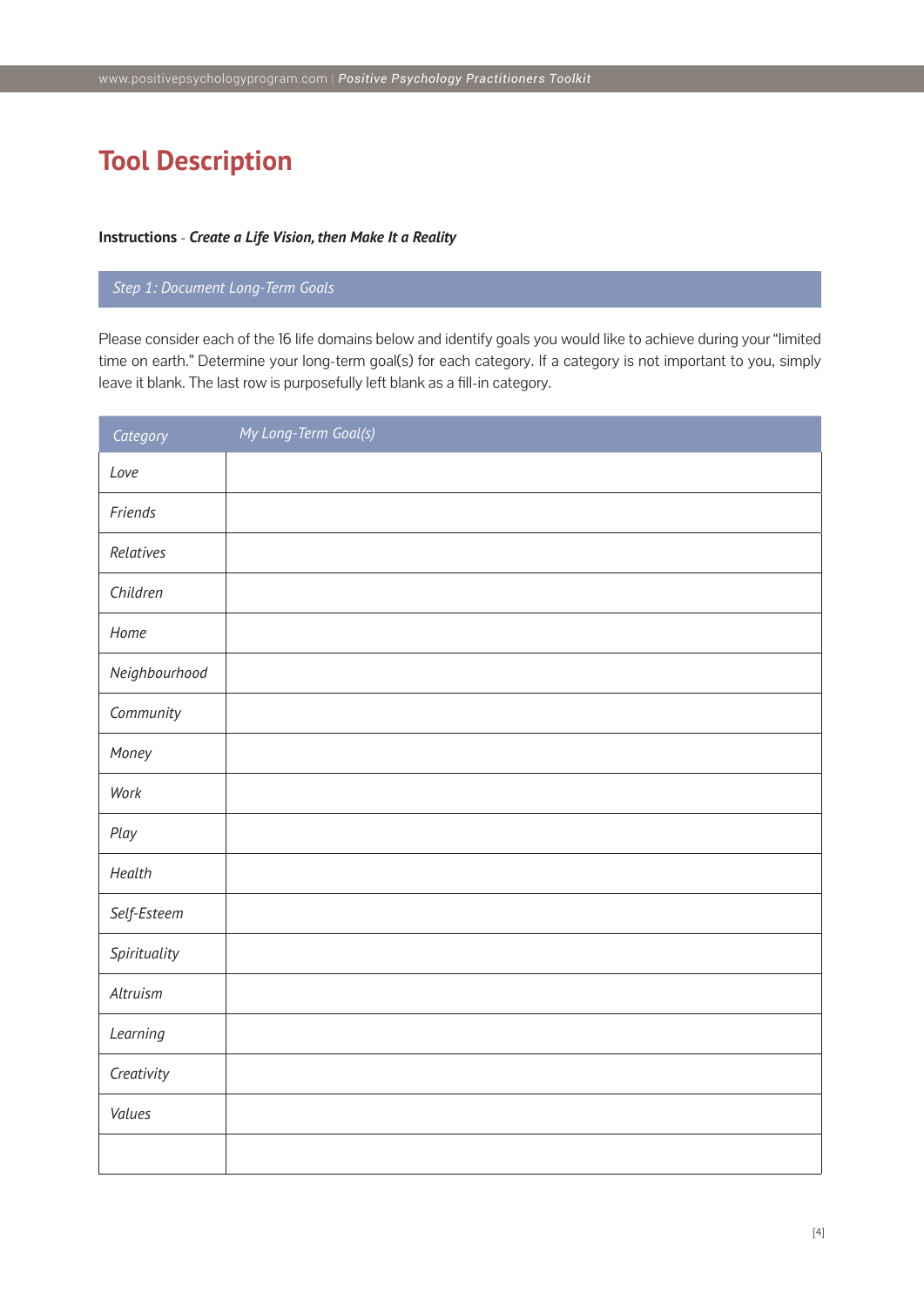# Tool Description

**Instructions** - ***Create a Life Vision, then Make It a Reality***

*Step 1: Document Long-Term Goals*

Please consider each of the 16 life domains below and identify goals you would like to achieve during your "limited time on earth." Determine your long-term goal(s) for each category. If a category is not important to you, simply leave it blank. The last row is purposefully left blank as a fill-in category.

| *Category* | *My Long-Term Goal(s)* |
|---|---|
| *Love* | |
| *Friends* | |
| *Relatives* | |
| *Children* | |
| *Home* | |
| *Neighbourhood* | |
| *Community* | |
| *Money* | |
| *Work* | |
| *Play* | |
| *Health* | |
| *Self-Esteem* | |
| *Spirituality* | |
| *Altruism* | |
| *Learning* | |
| *Creativity* | |
| *Values* | |
| | |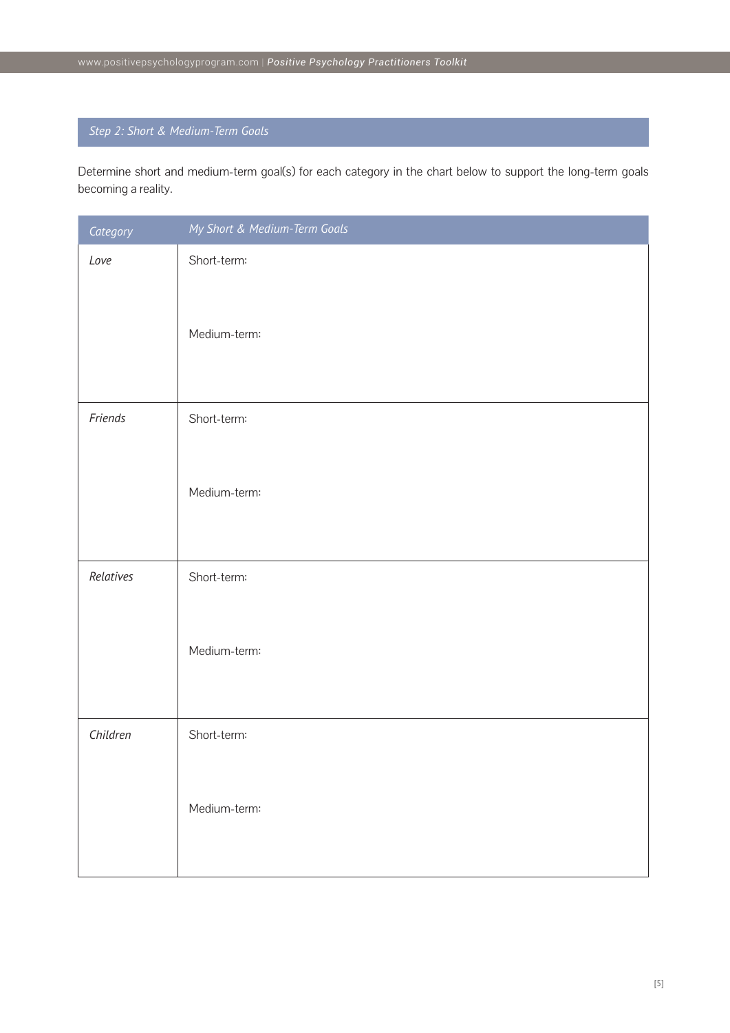## *Step 2: Short & Medium-Term Goals*

Determine short and medium-term goal(s) for each category in the chart below to support the long-term goals becoming a reality.

| *Category* | *My Short & Medium-Term Goals* |
|---|---|
| *Love* | Short-term:<br><br>Medium-term: |
| *Friends* | Short-term:<br><br>Medium-term: |
| *Relatives* | Short-term:<br><br>Medium-term: |
| *Children* | Short-term:<br><br>Medium-term: |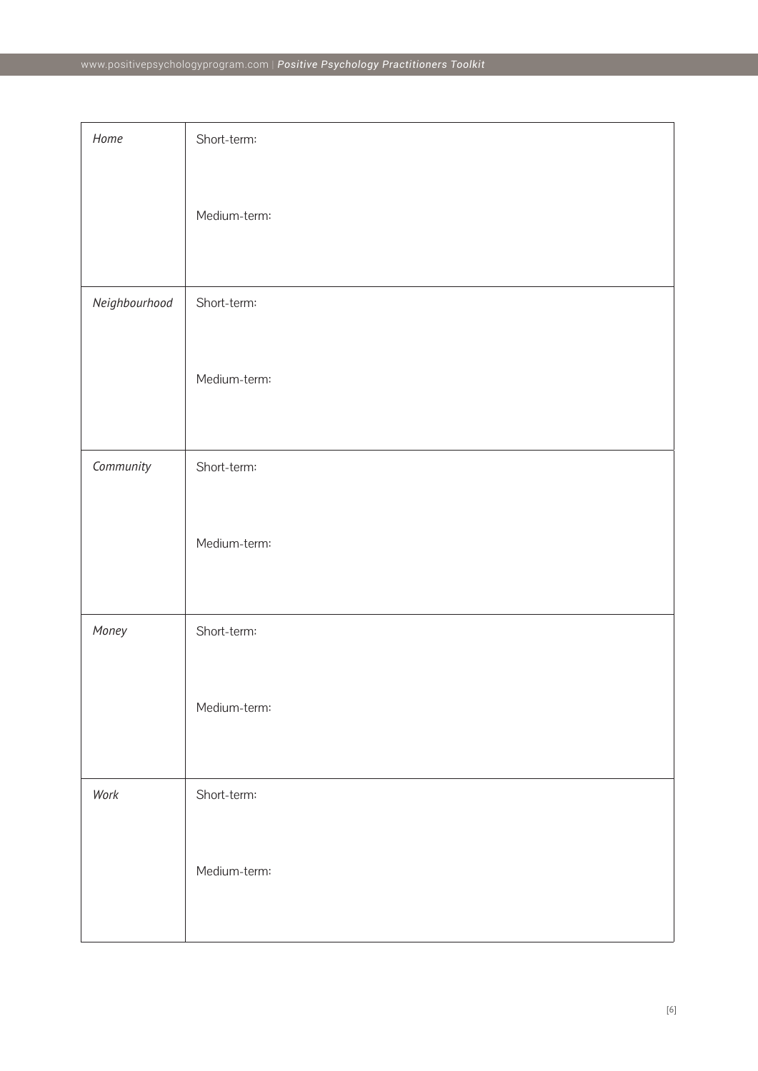| | |
|---|---|
| *Home* | Short-term:<br><br>Medium-term: |
| *Neighbourhood* | Short-term:<br><br>Medium-term: |
| *Community* | Short-term:<br><br>Medium-term: |
| *Money* | Short-term:<br><br>Medium-term: |
| *Work* | Short-term:<br><br>Medium-term: |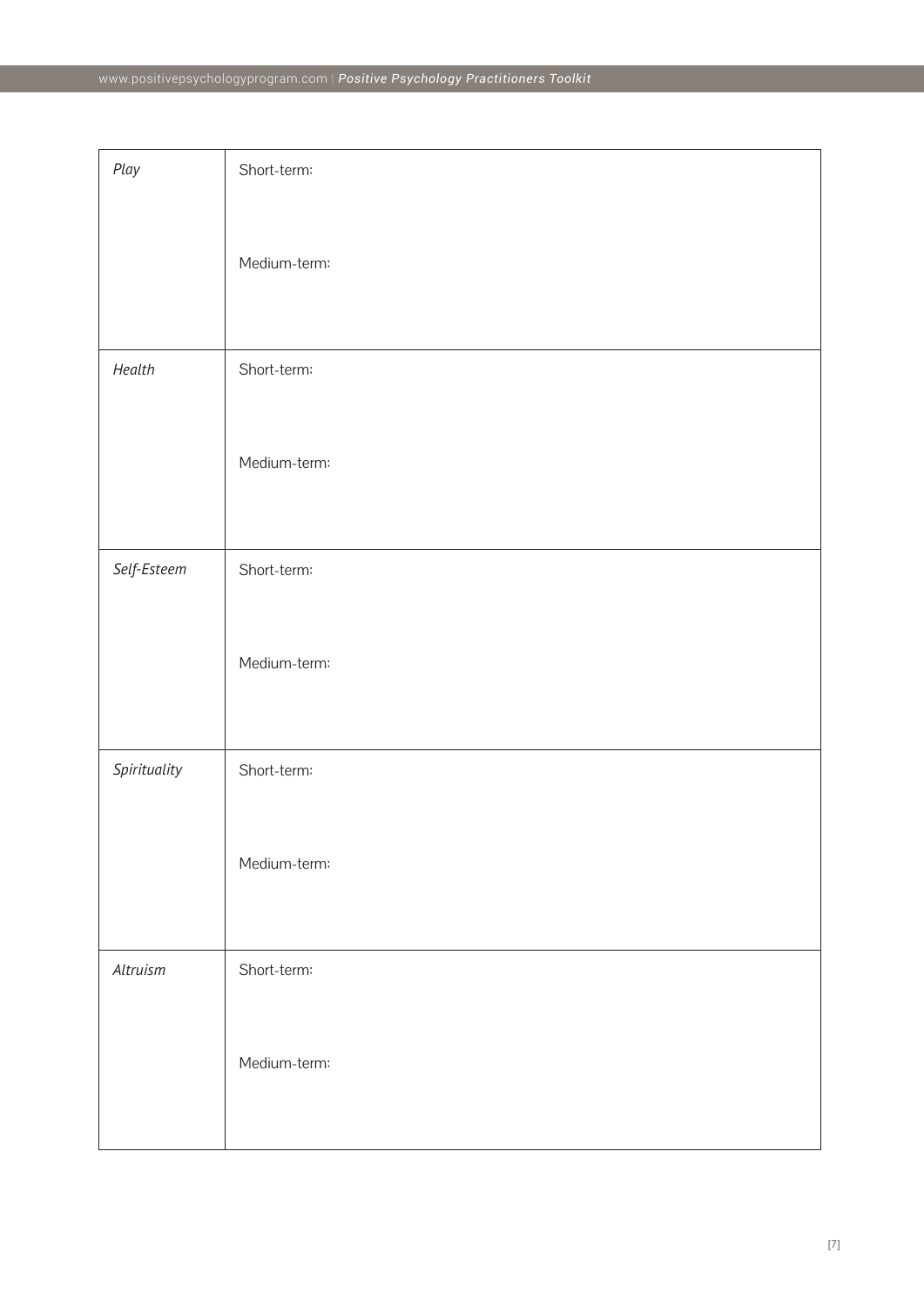| | |
|---|---|
| *Play* | Short-term:<br><br>Medium-term: |
| *Health* | Short-term:<br><br>Medium-term: |
| *Self-Esteem* | Short-term:<br><br>Medium-term: |
| *Spirituality* | Short-term:<br><br>Medium-term: |
| *Altruism* | Short-term:<br><br>Medium-term: |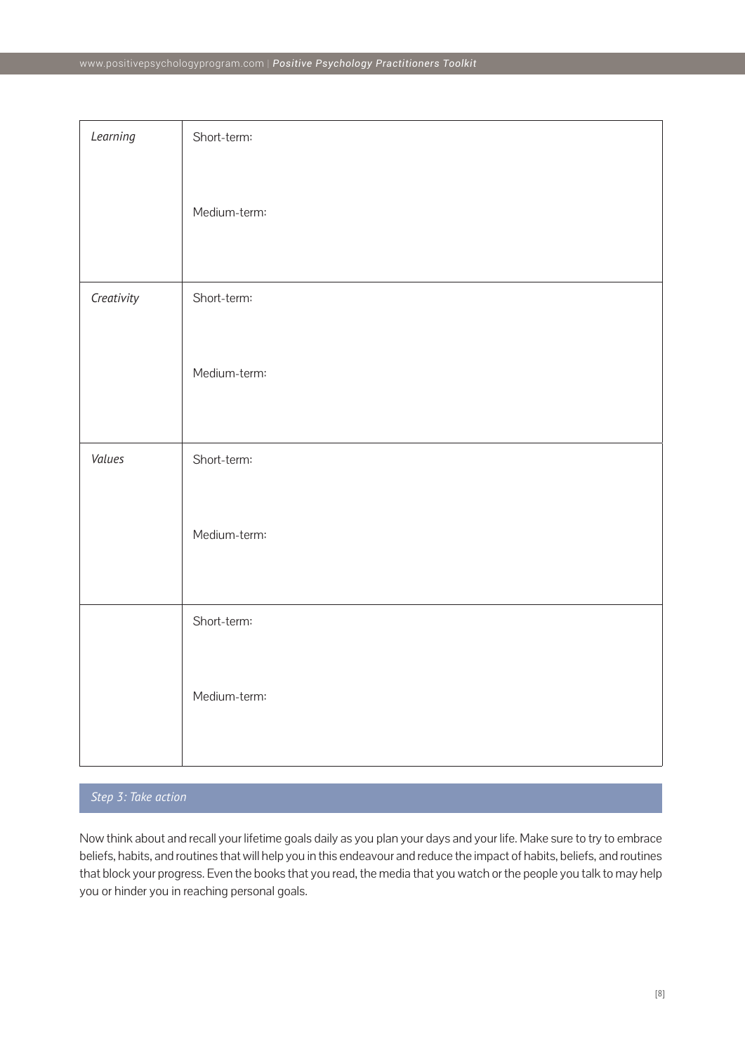| | |
|---|---|
| *Learning* | Short-term:<br><br>Medium-term: |
| *Creativity* | Short-term:<br><br>Medium-term: |
| *Values* | Short-term:<br><br>Medium-term: |
| | Short-term:<br><br>Medium-term: |

## *Step 3: Take action*

Now think about and recall your lifetime goals daily as you plan your days and your life. Make sure to try to embrace beliefs, habits, and routines that will help you in this endeavour and reduce the impact of habits, beliefs, and routines that block your progress. Even the books that you read, the media that you watch or the people you talk to may help you or hinder you in reaching personal goals.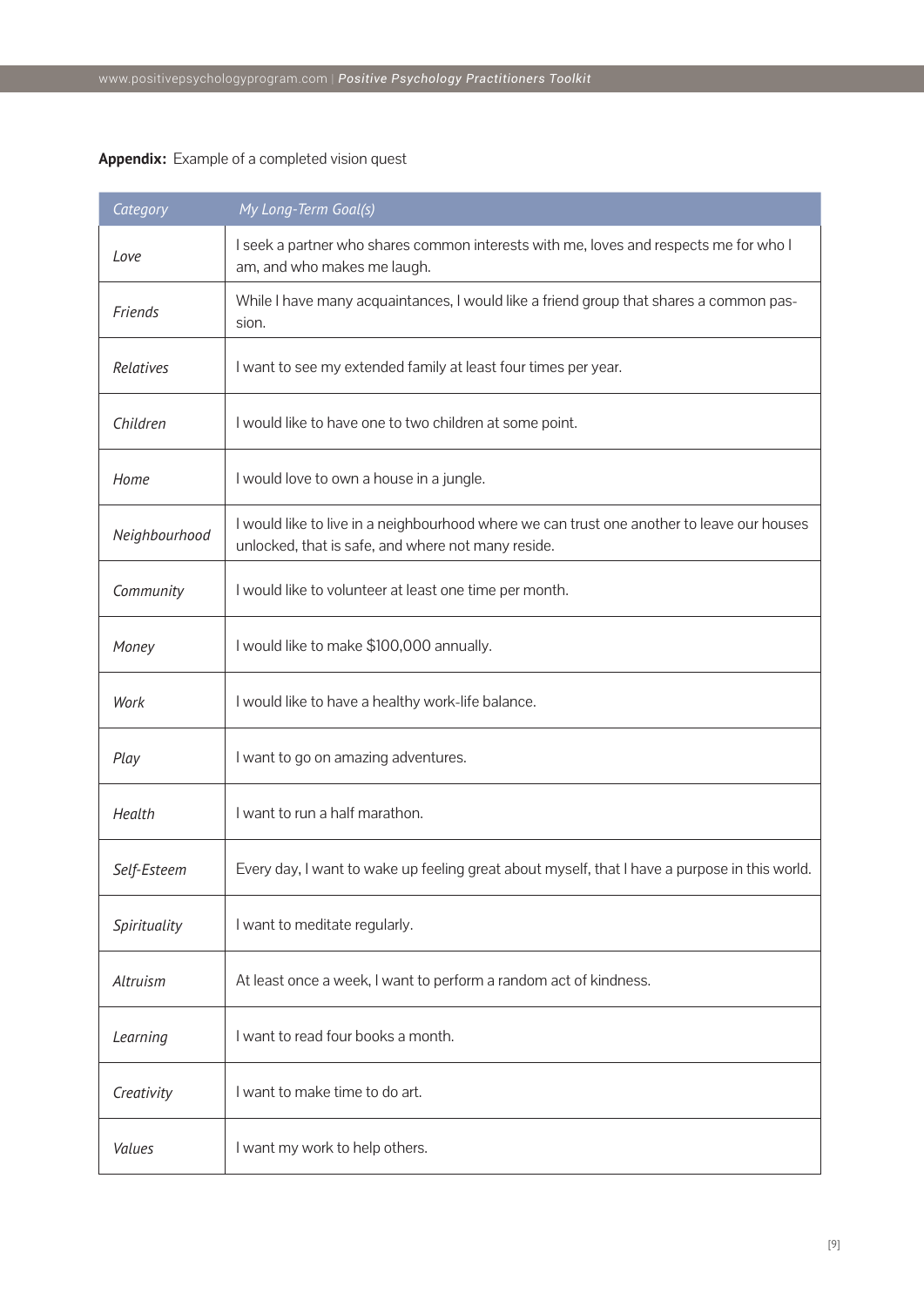**Appendix:** Example of a completed vision quest

| *Category* | *My Long-Term Goal(s)* |
|---|---|
| *Love* | I seek a partner who shares common interests with me, loves and respects me for who I am, and who makes me laugh. |
| *Friends* | While I have many acquaintances, I would like a friend group that shares a common passion. |
| *Relatives* | I want to see my extended family at least four times per year. |
| *Children* | I would like to have one to two children at some point. |
| *Home* | I would love to own a house in a jungle. |
| *Neighbourhood* | I would like to live in a neighbourhood where we can trust one another to leave our houses unlocked, that is safe, and where not many reside. |
| *Community* | I would like to volunteer at least one time per month. |
| *Money* | I would like to make $100,000 annually. |
| *Work* | I would like to have a healthy work-life balance. |
| *Play* | I want to go on amazing adventures. |
| *Health* | I want to run a half marathon. |
| *Self-Esteem* | Every day, I want to wake up feeling great about myself, that I have a purpose in this world. |
| *Spirituality* | I want to meditate regularly. |
| *Altruism* | At least once a week, I want to perform a random act of kindness. |
| *Learning* | I want to read four books a month. |
| *Creativity* | I want to make time to do art. |
| *Values* | I want my work to help others. |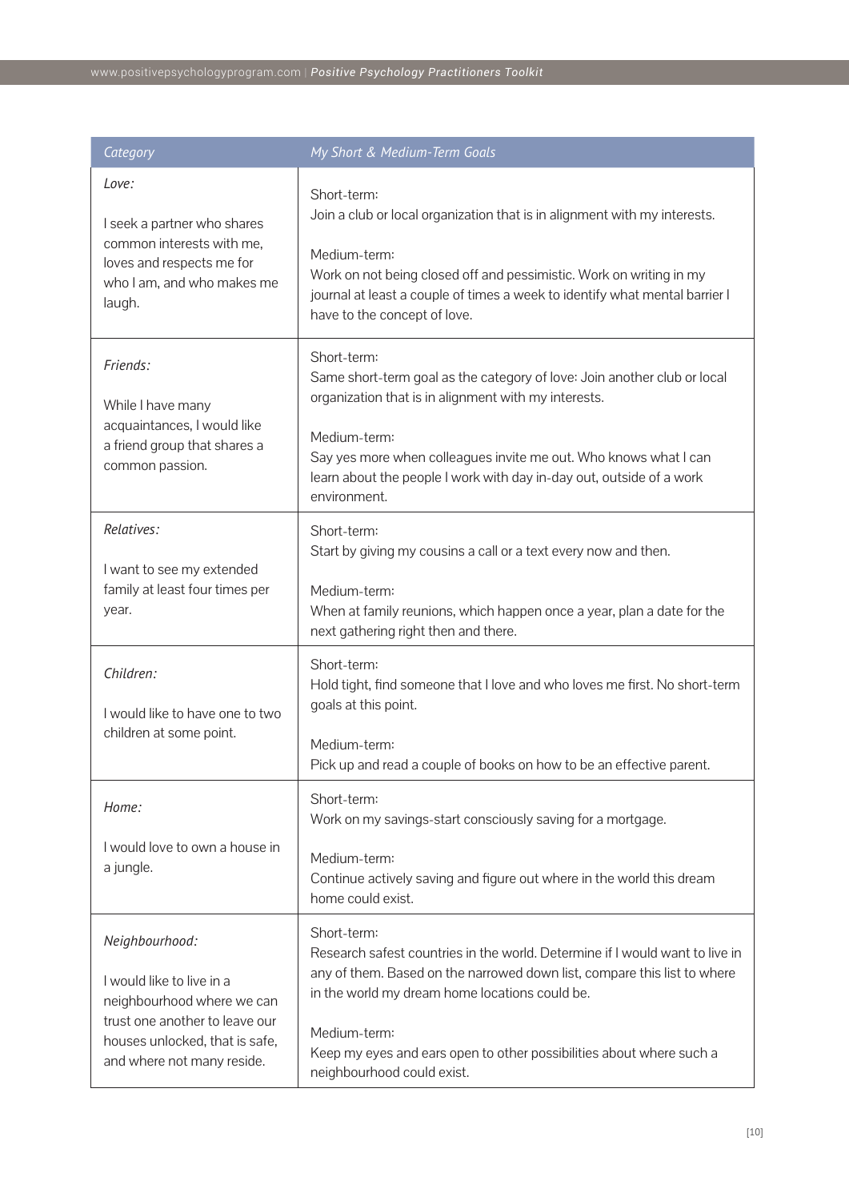| *Category* | *My Short & Medium-Term Goals* |
|---|---|
| *Love:*<br><br>I seek a partner who shares common interests with me, loves and respects me for who I am, and who makes me laugh. | Short-term:<br>Join a club or local organization that is in alignment with my interests.<br><br>Medium-term:<br>Work on not being closed off and pessimistic. Work on writing in my journal at least a couple of times a week to identify what mental barrier I have to the concept of love. |
| *Friends:*<br><br>While I have many acquaintances, I would like a friend group that shares a common passion. | Short-term:<br>Same short-term goal as the category of love: Join another club or local organization that is in alignment with my interests.<br><br>Medium-term:<br>Say yes more when colleagues invite me out. Who knows what I can learn about the people I work with day in-day out, outside of a work environment. |
| *Relatives:*<br><br>I want to see my extended family at least four times per year. | Short-term:<br>Start by giving my cousins a call or a text every now and then.<br><br>Medium-term:<br>When at family reunions, which happen once a year, plan a date for the next gathering right then and there. |
| *Children:*<br><br>I would like to have one to two children at some point. | Short-term:<br>Hold tight, find someone that I love and who loves me first. No short-term goals at this point.<br><br>Medium-term:<br>Pick up and read a couple of books on how to be an effective parent. |
| *Home:*<br><br>I would love to own a house in a jungle. | Short-term:<br>Work on my savings-start consciously saving for a mortgage.<br><br>Medium-term:<br>Continue actively saving and figure out where in the world this dream home could exist. |
| *Neighbourhood:*<br><br>I would like to live in a neighbourhood where we can trust one another to leave our houses unlocked, that is safe, and where not many reside. | Short-term:<br>Research safest countries in the world. Determine if I would want to live in any of them. Based on the narrowed down list, compare this list to where in the world my dream home locations could be.<br><br>Medium-term:<br>Keep my eyes and ears open to other possibilities about where such a neighbourhood could exist. |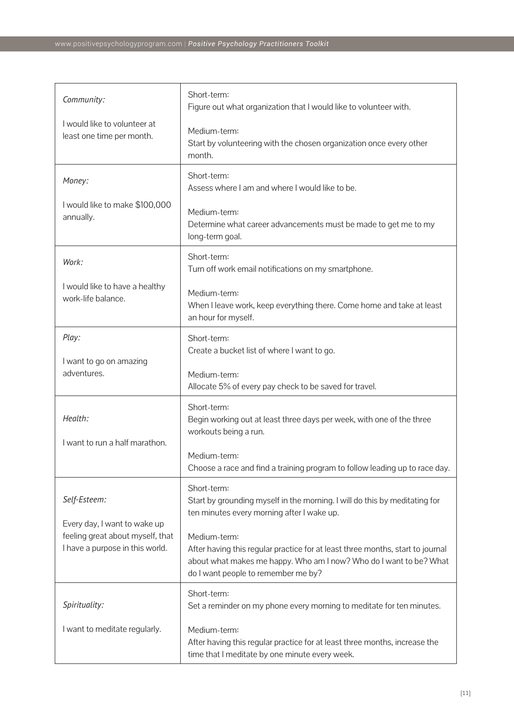| | |
|---|---|
| *Community:*<br><br>I would like to volunteer at least one time per month. | Short-term:<br>Figure out what organization that I would like to volunteer with.<br><br>Medium-term:<br>Start by volunteering with the chosen organization once every other month. |
| *Money:*<br><br>I would like to make $100,000 annually. | Short-term:<br>Assess where I am and where I would like to be.<br><br>Medium-term:<br>Determine what career advancements must be made to get me to my long-term goal. |
| *Work:*<br><br>I would like to have a healthy work-life balance. | Short-term:<br>Turn off work email notifications on my smartphone.<br><br>Medium-term:<br>When I leave work, keep everything there. Come home and take at least an hour for myself. |
| *Play:*<br><br>I want to go on amazing adventures. | Short-term:<br>Create a bucket list of where I want to go.<br><br>Medium-term:<br>Allocate 5% of every pay check to be saved for travel. |
| *Health:*<br><br>I want to run a half marathon. | Short-term:<br>Begin working out at least three days per week, with one of the three workouts being a run.<br><br>Medium-term:<br>Choose a race and find a training program to follow leading up to race day. |
| *Self-Esteem:*<br><br>Every day, I want to wake up feeling great about myself, that I have a purpose in this world. | Short-term:<br>Start by grounding myself in the morning. I will do this by meditating for ten minutes every morning after I wake up.<br><br>Medium-term:<br>After having this regular practice for at least three months, start to journal about what makes me happy. Who am I now? Who do I want to be? What do I want people to remember me by? |
| *Spirituality:*<br><br>I want to meditate regularly. | Short-term:<br>Set a reminder on my phone every morning to meditate for ten minutes.<br><br>Medium-term:<br>After having this regular practice for at least three months, increase the time that I meditate by one minute every week. |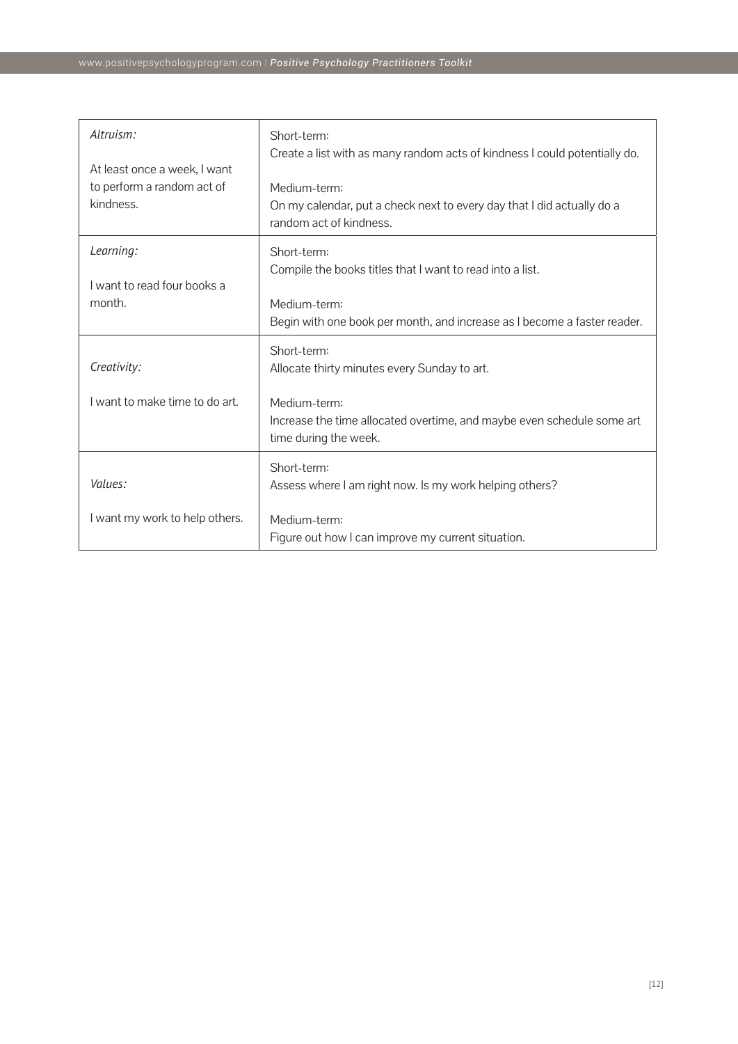| | |
|---|---|
| *Altruism:*<br><br>At least once a week, I want to perform a random act of kindness. | Short-term:<br>Create a list with as many random acts of kindness I could potentially do.<br><br>Medium-term:<br>On my calendar, put a check next to every day that I did actually do a random act of kindness. |
| *Learning:*<br><br>I want to read four books a month. | Short-term:<br>Compile the books titles that I want to read into a list.<br><br>Medium-term:<br>Begin with one book per month, and increase as I become a faster reader. |
| *Creativity:*<br><br>I want to make time to do art. | Short-term:<br>Allocate thirty minutes every Sunday to art.<br><br>Medium-term:<br>Increase the time allocated overtime, and maybe even schedule some art time during the week. |
| *Values:*<br><br>I want my work to help others. | Short-term:<br>Assess where I am right now. Is my work helping others?<br><br>Medium-term:<br>Figure out how I can improve my current situation. |